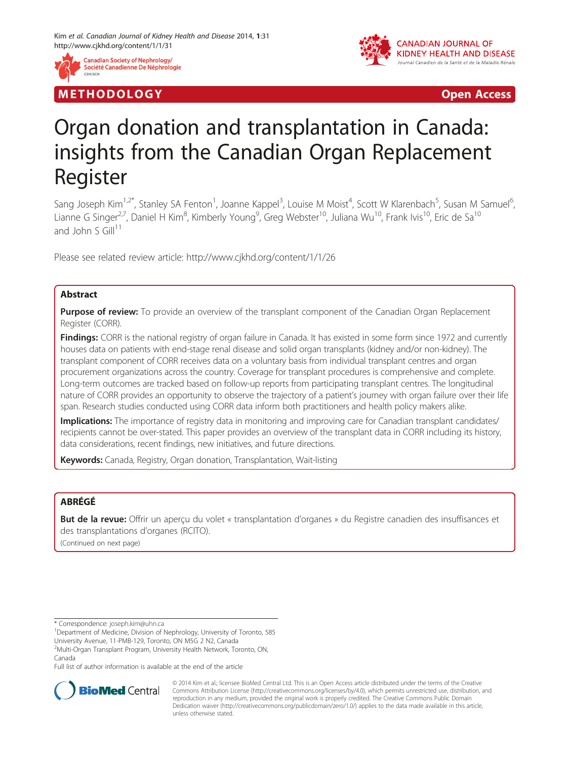METHODOLOGY

Open Access

# Organ donation and transplantation in Canada: insights from the Canadian Organ Replacement Register

Sang Joseph Kim[1,2*], Stanley SA Fenton[1], Joanne Kappel[3], Louise M Moist[4], Scott W Klarenbach[5], Susan M Samuel[6], Lianne G Singer[2,7], Daniel H Kim[8], Kimberly Young[9], Greg Webster[10], Juliana Wu[10], Frank Ivis[10], Eric de Sa[10] and John S Gill[11]

Please see related review article: http://www.cjkhd.org/content/1/1/26

## Abstract

**Purpose of review:** To provide an overview of the transplant component of the Canadian Organ Replacement Register (CORR).

**Findings:** CORR is the national registry of organ failure in Canada. It has existed in some form since 1972 and currently houses data on patients with end-stage renal disease and solid organ transplants (kidney and/or non-kidney). The transplant component of CORR receives data on a voluntary basis from individual transplant centres and organ procurement organizations across the country. Coverage for transplant procedures is comprehensive and complete. Long-term outcomes are tracked based on follow-up reports from participating transplant centres. The longitudinal nature of CORR provides an opportunity to observe the trajectory of a patient's journey with organ failure over their life span. Research studies conducted using CORR data inform both practitioners and health policy makers alike.

**Implications:** The importance of registry data in monitoring and improving care for Canadian transplant candidates/recipients cannot be over-stated. This paper provides an overview of the transplant data in CORR including its history, data considerations, recent findings, new initiatives, and future directions.

**Keywords:** Canada, Registry, Organ donation, Transplantation, Wait-listing

## ABRÉGÉ

**But de la revue:** Offrir un aperçu du volet « transplantation d'organes » du Registre canadien des insuffisances et des transplantations d'organes (RCITO).

(Continued on next page)

\* Correspondence: joseph.kim@uhn.ca

[1]Department of Medicine, Division of Nephrology, University of Toronto, 585 University Avenue, 11-PMB-129, Toronto, ON M5G 2 N2, Canada

[2]Multi-Organ Transplant Program, University Health Network, Toronto, ON, Canada

Full list of author information is available at the end of the article

© 2014 Kim et al.; licensee BioMed Central Ltd. This is an Open Access article distributed under the terms of the Creative Commons Attribution License (http://creativecommons.org/licenses/by/4.0), which permits unrestricted use, distribution, and reproduction in any medium, provided the original work is properly credited. The Creative Commons Public Domain Dedication waiver (http://creativecommons.org/publicdomain/zero/1.0/) applies to the data made available in this article, unless otherwise stated.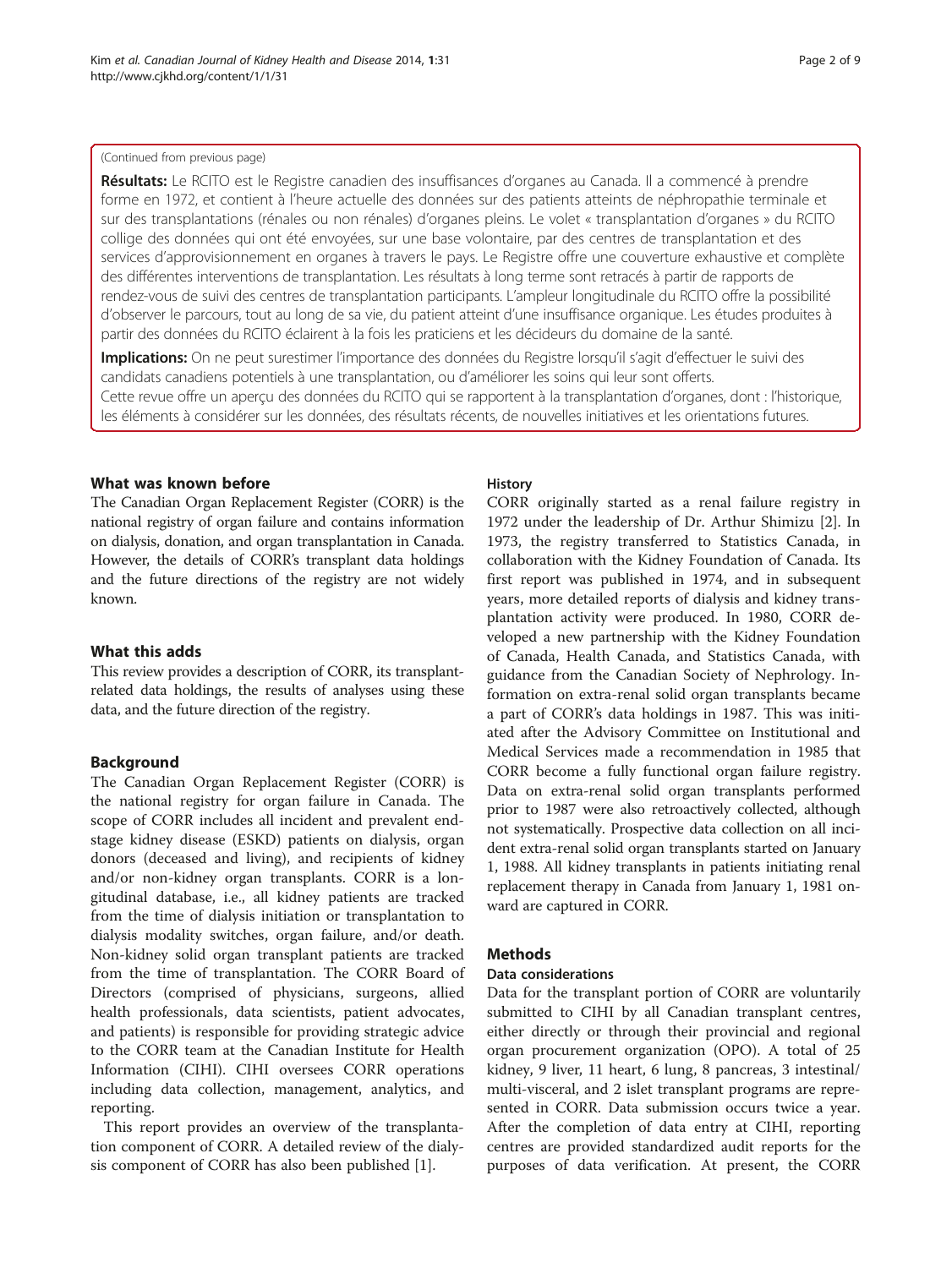(Continued from previous page)

**Résultats:** Le RCITO est le Registre canadien des insuffisances d'organes au Canada. Il a commencé à prendre forme en 1972, et contient à l'heure actuelle des données sur des patients atteints de néphropathie terminale et sur des transplantations (rénales ou non rénales) d'organes pleins. Le volet « transplantation d'organes » du RCITO collige des données qui ont été envoyées, sur une base volontaire, par des centres de transplantation et des services d'approvisionnement en organes à travers le pays. Le Registre offre une couverture exhaustive et complète des différentes interventions de transplantation. Les résultats à long terme sont retracés à partir de rapports de rendez-vous de suivi des centres de transplantation participants. L'ampleur longitudinale du RCITO offre la possibilité d'observer le parcours, tout au long de sa vie, du patient atteint d'une insuffisance organique. Les études produites à partir des données du RCITO éclairent à la fois les praticiens et les décideurs du domaine de la santé.

**Implications:** On ne peut surestimer l'importance des données du Registre lorsqu'il s'agit d'effectuer le suivi des candidats canadiens potentiels à une transplantation, ou d'améliorer les soins qui leur sont offerts.
Cette revue offre un aperçu des données du RCITO qui se rapportent à la transplantation d'organes, dont : l'historique, les éléments à considérer sur les données, des résultats récents, de nouvelles initiatives et les orientations futures.

## What was known before

The Canadian Organ Replacement Register (CORR) is the national registry of organ failure and contains information on dialysis, donation, and organ transplantation in Canada. However, the details of CORR's transplant data holdings and the future directions of the registry are not widely known.

## What this adds

This review provides a description of CORR, its transplant-related data holdings, the results of analyses using these data, and the future direction of the registry.

## Background

The Canadian Organ Replacement Register (CORR) is the national registry for organ failure in Canada. The scope of CORR includes all incident and prevalent end-stage kidney disease (ESKD) patients on dialysis, organ donors (deceased and living), and recipients of kidney and/or non-kidney organ transplants. CORR is a longitudinal database, i.e., all kidney patients are tracked from the time of dialysis initiation or transplantation to dialysis modality switches, organ failure, and/or death. Non-kidney solid organ transplant patients are tracked from the time of transplantation. The CORR Board of Directors (comprised of physicians, surgeons, allied health professionals, data scientists, patient advocates, and patients) is responsible for providing strategic advice to the CORR team at the Canadian Institute for Health Information (CIHI). CIHI oversees CORR operations including data collection, management, analytics, and reporting.

This report provides an overview of the transplantation component of CORR. A detailed review of the dialysis component of CORR has also been published [1].

### History

CORR originally started as a renal failure registry in 1972 under the leadership of Dr. Arthur Shimizu [2]. In 1973, the registry transferred to Statistics Canada, in collaboration with the Kidney Foundation of Canada. Its first report was published in 1974, and in subsequent years, more detailed reports of dialysis and kidney transplantation activity were produced. In 1980, CORR developed a new partnership with the Kidney Foundation of Canada, Health Canada, and Statistics Canada, with guidance from the Canadian Society of Nephrology. Information on extra-renal solid organ transplants became a part of CORR's data holdings in 1987. This was initiated after the Advisory Committee on Institutional and Medical Services made a recommendation in 1985 that CORR become a fully functional organ failure registry. Data on extra-renal solid organ transplants performed prior to 1987 were also retroactively collected, although not systematically. Prospective data collection on all incident extra-renal solid organ transplants started on January 1, 1988. All kidney transplants in patients initiating renal replacement therapy in Canada from January 1, 1981 onward are captured in CORR.

## Methods

### Data considerations

Data for the transplant portion of CORR are voluntarily submitted to CIHI by all Canadian transplant centres, either directly or through their provincial and regional organ procurement organization (OPO). A total of 25 kidney, 9 liver, 11 heart, 6 lung, 8 pancreas, 3 intestinal/multi-visceral, and 2 islet transplant programs are represented in CORR. Data submission occurs twice a year. After the completion of data entry at CIHI, reporting centres are provided standardized audit reports for the purposes of data verification. At present, the CORR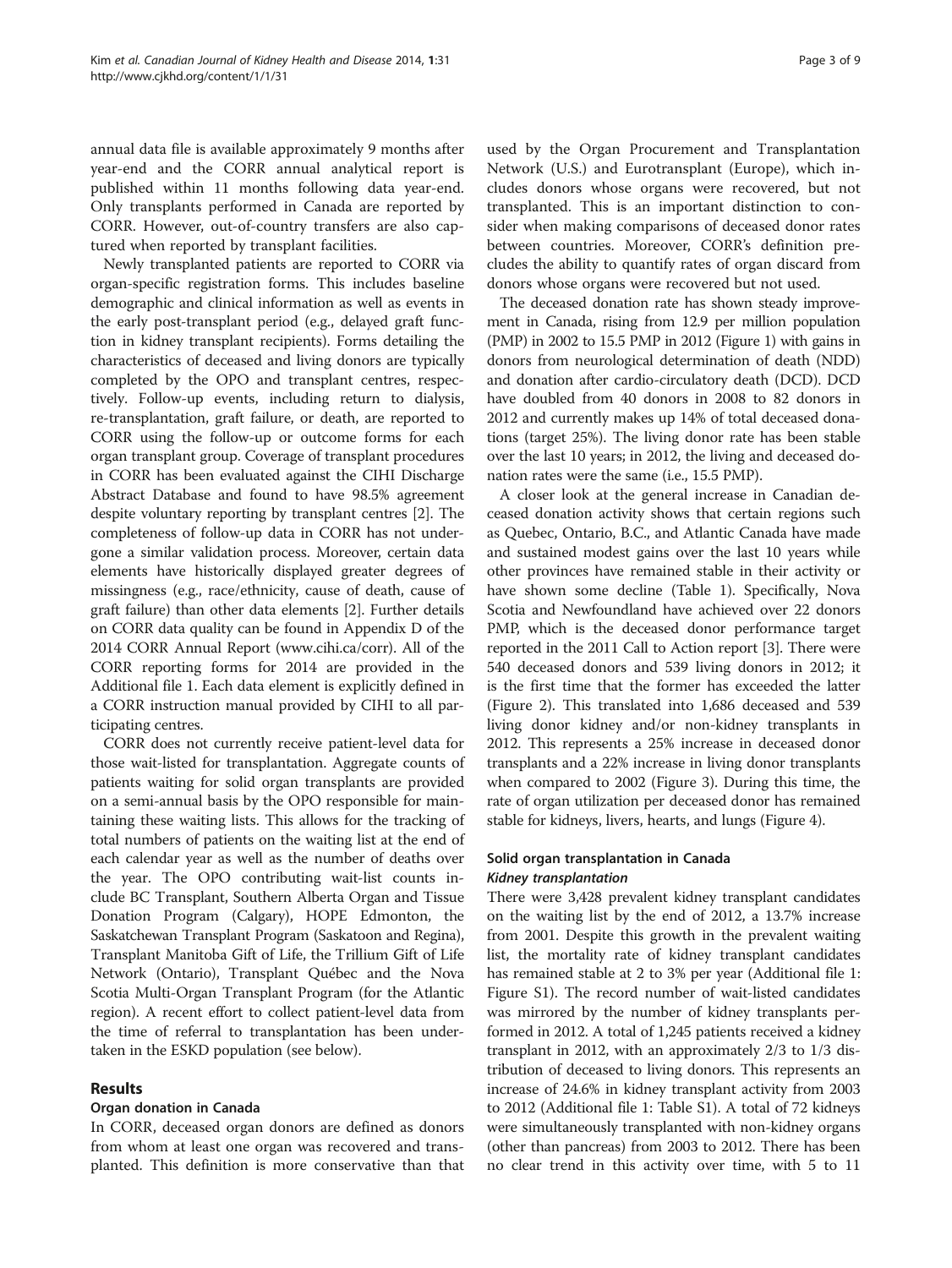annual data file is available approximately 9 months after year-end and the CORR annual analytical report is published within 11 months following data year-end. Only transplants performed in Canada are reported by CORR. However, out-of-country transfers are also captured when reported by transplant facilities.

Newly transplanted patients are reported to CORR via organ-specific registration forms. This includes baseline demographic and clinical information as well as events in the early post-transplant period (e.g., delayed graft function in kidney transplant recipients). Forms detailing the characteristics of deceased and living donors are typically completed by the OPO and transplant centres, respectively. Follow-up events, including return to dialysis, re-transplantation, graft failure, or death, are reported to CORR using the follow-up or outcome forms for each organ transplant group. Coverage of transplant procedures in CORR has been evaluated against the CIHI Discharge Abstract Database and found to have 98.5% agreement despite voluntary reporting by transplant centres [2]. The completeness of follow-up data in CORR has not undergone a similar validation process. Moreover, certain data elements have historically displayed greater degrees of missingness (e.g., race/ethnicity, cause of death, cause of graft failure) than other data elements [2]. Further details on CORR data quality can be found in Appendix D of the 2014 CORR Annual Report (www.cihi.ca/corr). All of the CORR reporting forms for 2014 are provided in the Additional file 1. Each data element is explicitly defined in a CORR instruction manual provided by CIHI to all participating centres.

CORR does not currently receive patient-level data for those wait-listed for transplantation. Aggregate counts of patients waiting for solid organ transplants are provided on a semi-annual basis by the OPO responsible for maintaining these waiting lists. This allows for the tracking of total numbers of patients on the waiting list at the end of each calendar year as well as the number of deaths over the year. The OPO contributing wait-list counts include BC Transplant, Southern Alberta Organ and Tissue Donation Program (Calgary), HOPE Edmonton, the Saskatchewan Transplant Program (Saskatoon and Regina), Transplant Manitoba Gift of Life, the Trillium Gift of Life Network (Ontario), Transplant Québec and the Nova Scotia Multi-Organ Transplant Program (for the Atlantic region). A recent effort to collect patient-level data from the time of referral to transplantation has been undertaken in the ESKD population (see below).

## Results

### Organ donation in Canada

In CORR, deceased organ donors are defined as donors from whom at least one organ was recovered and transplanted. This definition is more conservative than that used by the Organ Procurement and Transplantation Network (U.S.) and Eurotransplant (Europe), which includes donors whose organs were recovered, but not transplanted. This is an important distinction to consider when making comparisons of deceased donor rates between countries. Moreover, CORR's definition precludes the ability to quantify rates of organ discard from donors whose organs were recovered but not used.

The deceased donation rate has shown steady improvement in Canada, rising from 12.9 per million population (PMP) in 2002 to 15.5 PMP in 2012 (Figure 1) with gains in donors from neurological determination of death (NDD) and donation after cardio-circulatory death (DCD). DCD have doubled from 40 donors in 2008 to 82 donors in 2012 and currently makes up 14% of total deceased donations (target 25%). The living donor rate has been stable over the last 10 years; in 2012, the living and deceased donation rates were the same (i.e., 15.5 PMP).

A closer look at the general increase in Canadian deceased donation activity shows that certain regions such as Quebec, Ontario, B.C., and Atlantic Canada have made and sustained modest gains over the last 10 years while other provinces have remained stable in their activity or have shown some decline (Table 1). Specifically, Nova Scotia and Newfoundland have achieved over 22 donors PMP, which is the deceased donor performance target reported in the 2011 Call to Action report [3]. There were 540 deceased donors and 539 living donors in 2012; it is the first time that the former has exceeded the latter (Figure 2). This translated into 1,686 deceased and 539 living donor kidney and/or non-kidney transplants in 2012. This represents a 25% increase in deceased donor transplants and a 22% increase in living donor transplants when compared to 2002 (Figure 3). During this time, the rate of organ utilization per deceased donor has remained stable for kidneys, livers, hearts, and lungs (Figure 4).

### Solid organ transplantation in Canada

#### *Kidney transplantation*

There were 3,428 prevalent kidney transplant candidates on the waiting list by the end of 2012, a 13.7% increase from 2001. Despite this growth in the prevalent waiting list, the mortality rate of kidney transplant candidates has remained stable at 2 to 3% per year (Additional file 1: Figure S1). The record number of wait-listed candidates was mirrored by the number of kidney transplants performed in 2012. A total of 1,245 patients received a kidney transplant in 2012, with an approximately 2/3 to 1/3 distribution of deceased to living donors. This represents an increase of 24.6% in kidney transplant activity from 2003 to 2012 (Additional file 1: Table S1). A total of 72 kidneys were simultaneously transplanted with non-kidney organs (other than pancreas) from 2003 to 2012. There has been no clear trend in this activity over time, with 5 to 11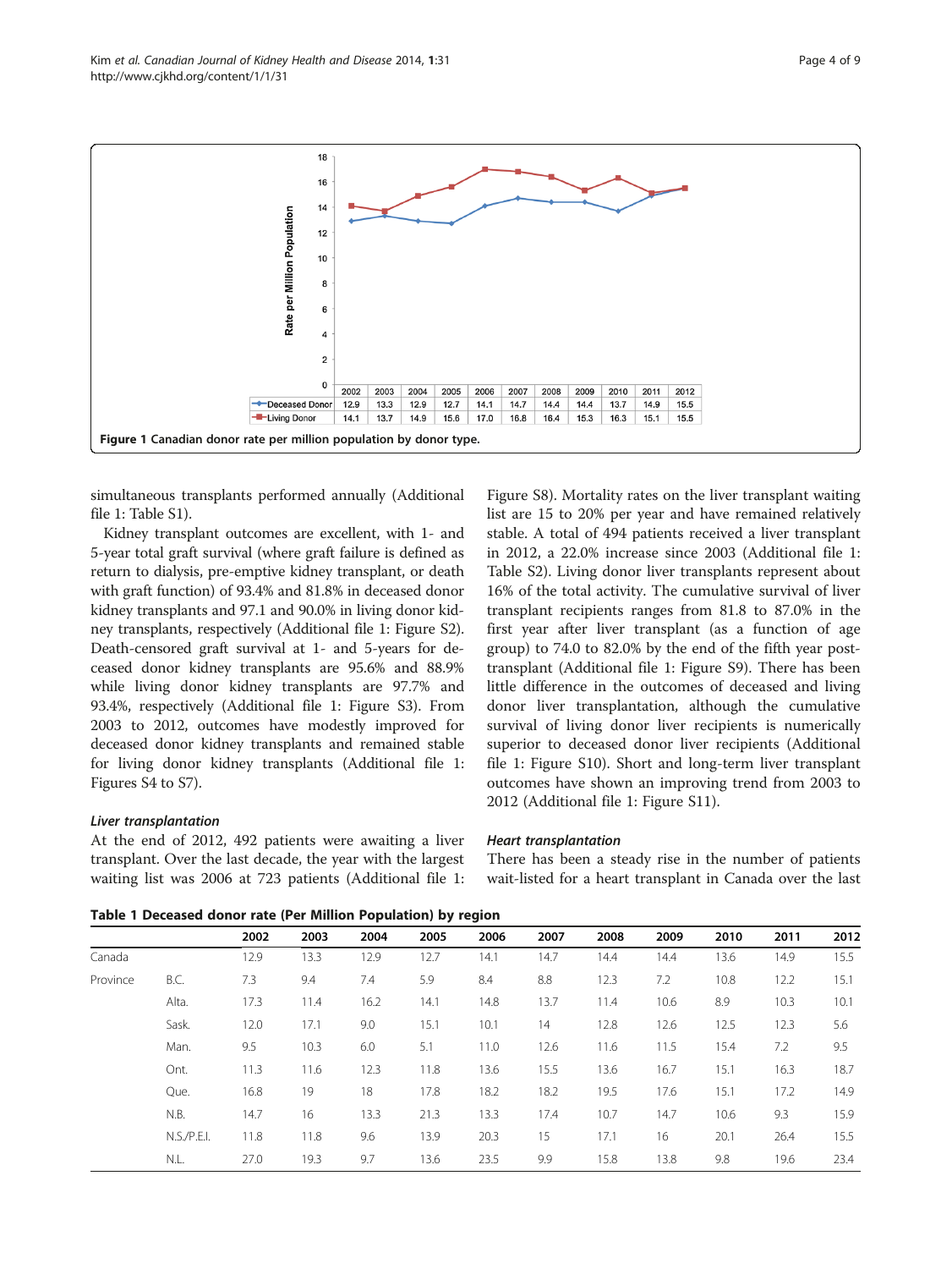| | 2002 | 2003 | 2004 | 2005 | 2006 | 2007 | 2008 | 2009 | 2010 | 2011 | 2012 |
|---|---|---|---|---|---|---|---|---|---|---|---|
| Deceased Donor | 12.9 | 13.3 | 12.9 | 12.7 | 14.1 | 14.7 | 14.4 | 14.4 | 13.7 | 14.9 | 15.5 |
| Living Donor | 14.1 | 13.7 | 14.9 | 15.6 | 17.0 | 16.8 | 16.4 | 15.3 | 16.3 | 15.1 | 15.5 |

**Figure 1** Canadian donor rate per million population by donor type.

simultaneous transplants performed annually (Additional file 1: Table S1).

Kidney transplant outcomes are excellent, with 1- and 5-year total graft survival (where graft failure is defined as return to dialysis, pre-emptive kidney transplant, or death with graft function) of 93.4% and 81.8% in deceased donor kidney transplants and 97.1 and 90.0% in living donor kidney transplants, respectively (Additional file 1: Figure S2). Death-censored graft survival at 1- and 5-years for deceased donor kidney transplants are 95.6% and 88.9% while living donor kidney transplants are 97.7% and 93.4%, respectively (Additional file 1: Figure S3). From 2003 to 2012, outcomes have modestly improved for deceased donor kidney transplants and remained stable for living donor kidney transplants (Additional file 1: Figures S4 to S7).

### *Liver transplantation*

At the end of 2012, 492 patients were awaiting a liver transplant. Over the last decade, the year with the largest waiting list was 2006 at 723 patients (Additional file 1: Figure S8). Mortality rates on the liver transplant waiting list are 15 to 20% per year and have remained relatively stable. A total of 494 patients received a liver transplant in 2012, a 22.0% increase since 2003 (Additional file 1: Table S2). Living donor liver transplants represent about 16% of the total activity. The cumulative survival of liver transplant recipients ranges from 81.8 to 87.0% in the first year after liver transplant (as a function of age group) to 74.0 to 82.0% by the end of the fifth year post-transplant (Additional file 1: Figure S9). There has been little difference in the outcomes of deceased and living donor liver transplantation, although the cumulative survival of living donor liver recipients is numerically superior to deceased donor liver recipients (Additional file 1: Figure S10). Short and long-term liver transplant outcomes have shown an improving trend from 2003 to 2012 (Additional file 1: Figure S11).

### *Heart transplantation*

There has been a steady rise in the number of patients wait-listed for a heart transplant in Canada over the last

**Table 1 Deceased donor rate (Per Million Population) by region**

| | | 2002 | 2003 | 2004 | 2005 | 2006 | 2007 | 2008 | 2009 | 2010 | 2011 | 2012 |
|---|---|---|---|---|---|---|---|---|---|---|---|---|
| Canada | | 12.9 | 13.3 | 12.9 | 12.7 | 14.1 | 14.7 | 14.4 | 14.4 | 13.6 | 14.9 | 15.5 |
| Province | B.C. | 7.3 | 9.4 | 7.4 | 5.9 | 8.4 | 8.8 | 12.3 | 7.2 | 10.8 | 12.2 | 15.1 |
| | Alta. | 17.3 | 11.4 | 16.2 | 14.1 | 14.8 | 13.7 | 11.4 | 10.6 | 8.9 | 10.3 | 10.1 |
| | Sask. | 12.0 | 17.1 | 9.0 | 15.1 | 10.1 | 14 | 12.8 | 12.6 | 12.5 | 12.3 | 5.6 |
| | Man. | 9.5 | 10.3 | 6.0 | 5.1 | 11.0 | 12.6 | 11.6 | 11.5 | 15.4 | 7.2 | 9.5 |
| | Ont. | 11.3 | 11.6 | 12.3 | 11.8 | 13.6 | 15.5 | 13.6 | 16.7 | 15.1 | 16.3 | 18.7 |
| | Que. | 16.8 | 19 | 18 | 17.8 | 18.2 | 18.2 | 19.5 | 17.6 | 15.1 | 17.2 | 14.9 |
| | N.B. | 14.7 | 16 | 13.3 | 21.3 | 13.3 | 17.4 | 10.7 | 14.7 | 10.6 | 9.3 | 15.9 |
| | N.S./P.E.I. | 11.8 | 11.8 | 9.6 | 13.9 | 20.3 | 15 | 17.1 | 16 | 20.1 | 26.4 | 15.5 |
| | N.L. | 27.0 | 19.3 | 9.7 | 13.6 | 23.5 | 9.9 | 15.8 | 13.8 | 9.8 | 19.6 | 23.4 |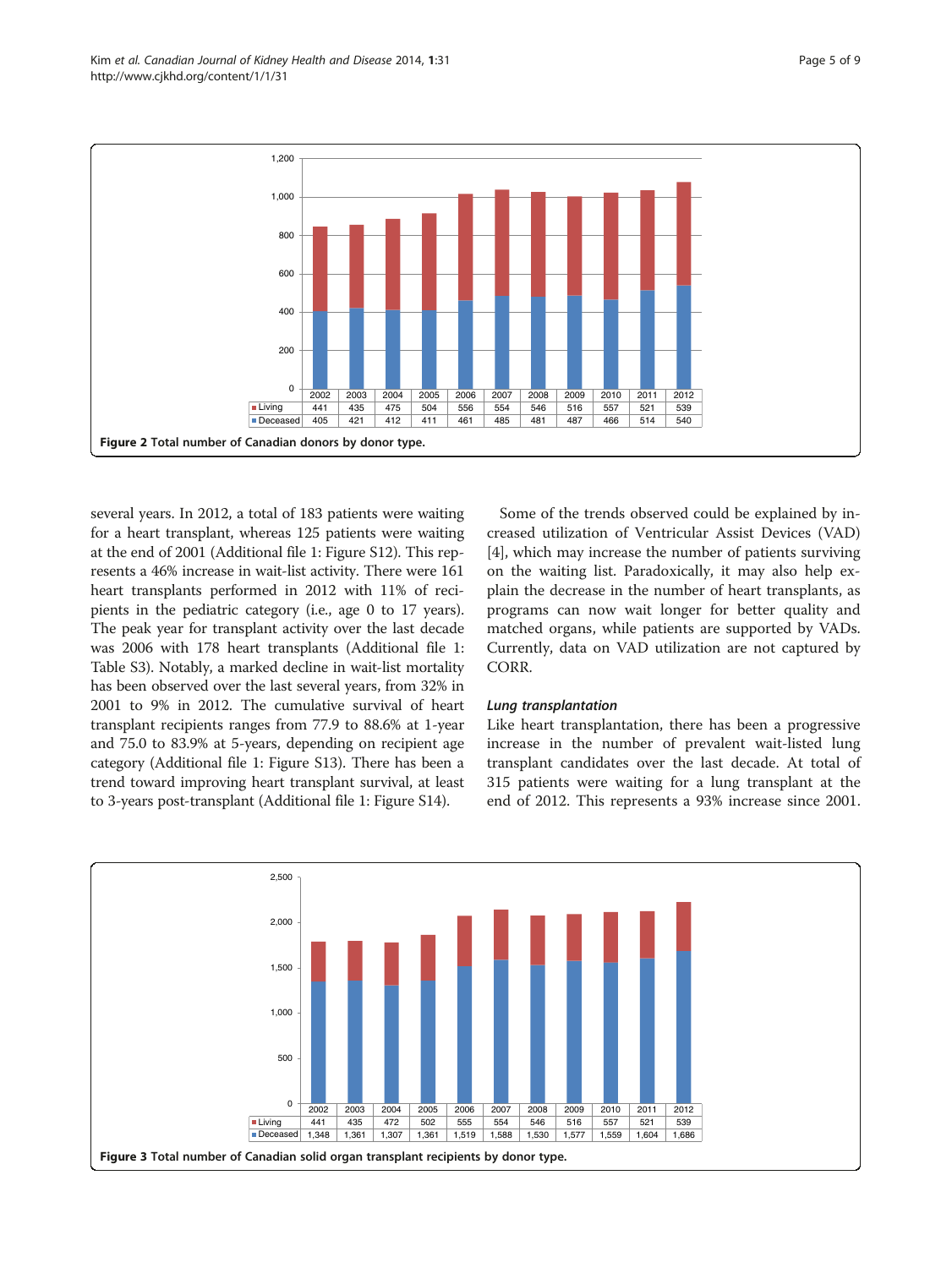| | 2002 | 2003 | 2004 | 2005 | 2006 | 2007 | 2008 | 2009 | 2010 | 2011 | 2012 |
|---|---|---|---|---|---|---|---|---|---|---|---|
| Living | 441 | 435 | 475 | 504 | 556 | 554 | 546 | 516 | 557 | 521 | 539 |
| Deceased | 405 | 421 | 412 | 411 | 461 | 485 | 481 | 487 | 466 | 514 | 540 |

**Figure 2** Total number of Canadian donors by donor type.

several years. In 2012, a total of 183 patients were waiting for a heart transplant, whereas 125 patients were waiting at the end of 2001 (Additional file 1: Figure S12). This represents a 46% increase in wait-list activity. There were 161 heart transplants performed in 2012 with 11% of recipients in the pediatric category (i.e., age 0 to 17 years). The peak year for transplant activity over the last decade was 2006 with 178 heart transplants (Additional file 1: Table S3). Notably, a marked decline in wait-list mortality has been observed over the last several years, from 32% in 2001 to 9% in 2012. The cumulative survival of heart transplant recipients ranges from 77.9 to 88.6% at 1-year and 75.0 to 83.9% at 5-years, depending on recipient age category (Additional file 1: Figure S13). There has been a trend toward improving heart transplant survival, at least to 3-years post-transplant (Additional file 1: Figure S14).

Some of the trends observed could be explained by increased utilization of Ventricular Assist Devices (VAD) [4], which may increase the number of patients surviving on the waiting list. Paradoxically, it may also help explain the decrease in the number of heart transplants, as programs can now wait longer for better quality and matched organs, while patients are supported by VADs. Currently, data on VAD utilization are not captured by CORR.

### *Lung transplantation*

Like heart transplantation, there has been a progressive increase in the number of prevalent wait-listed lung transplant candidates over the last decade. At total of 315 patients were waiting for a lung transplant at the end of 2012. This represents a 93% increase since 2001.

| | 2002 | 2003 | 2004 | 2005 | 2006 | 2007 | 2008 | 2009 | 2010 | 2011 | 2012 |
|---|---|---|---|---|---|---|---|---|---|---|---|
| Living | 441 | 435 | 472 | 502 | 555 | 554 | 546 | 516 | 557 | 521 | 539 |
| Deceased | 1,348 | 1,361 | 1,307 | 1,361 | 1,519 | 1,588 | 1,530 | 1,577 | 1,559 | 1,604 | 1,686 |

**Figure 3** Total number of Canadian solid organ transplant recipients by donor type.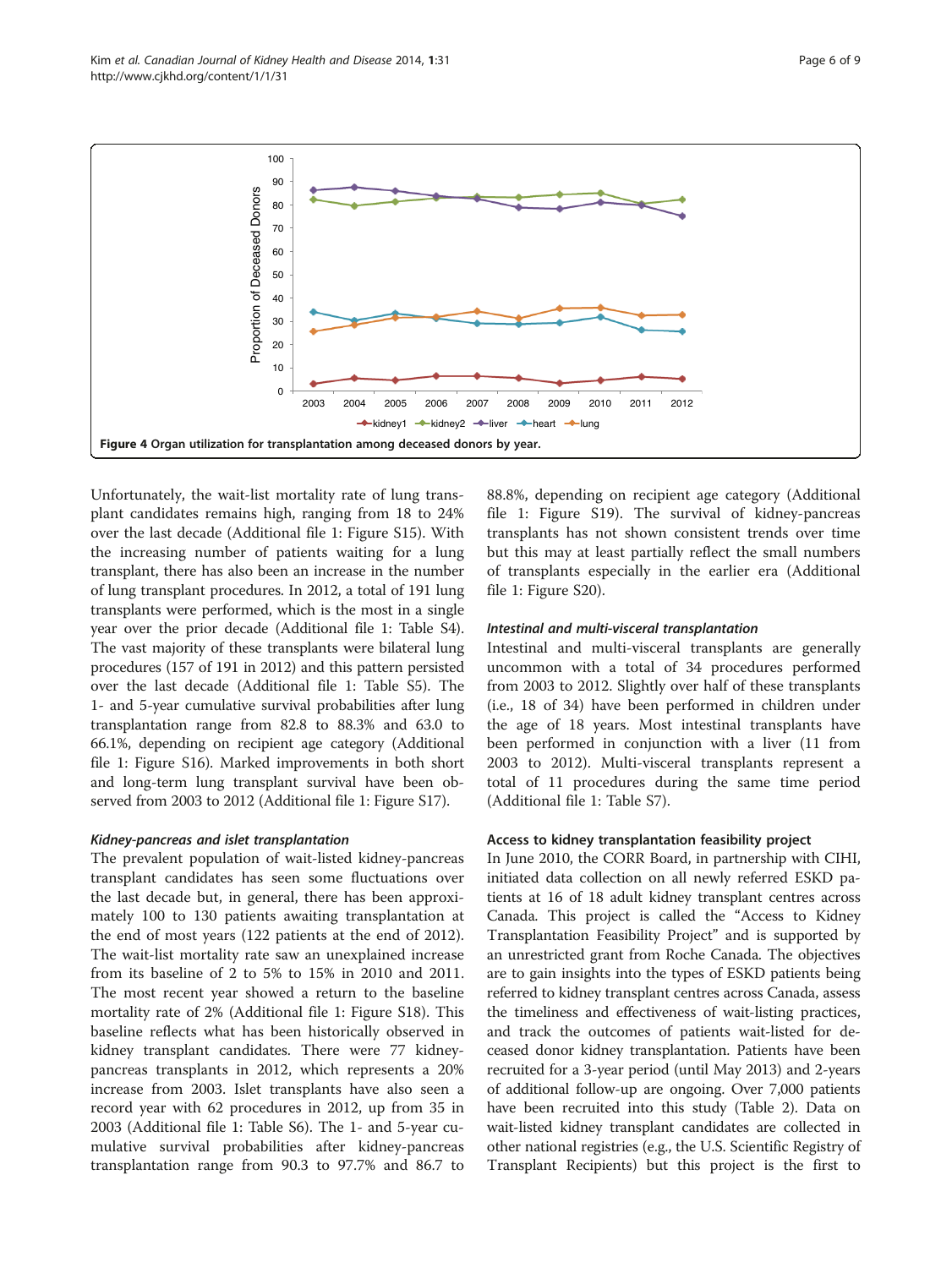Figure 4 Organ utilization for transplantation among deceased donors by year.

Unfortunately, the wait-list mortality rate of lung transplant candidates remains high, ranging from 18 to 24% over the last decade (Additional file 1: Figure S15). With the increasing number of patients waiting for a lung transplant, there has also been an increase in the number of lung transplant procedures. In 2012, a total of 191 lung transplants were performed, which is the most in a single year over the prior decade (Additional file 1: Table S4). The vast majority of these transplants were bilateral lung procedures (157 of 191 in 2012) and this pattern persisted over the last decade (Additional file 1: Table S5). The 1- and 5-year cumulative survival probabilities after lung transplantation range from 82.8 to 88.3% and 63.0 to 66.1%, depending on recipient age category (Additional file 1: Figure S16). Marked improvements in both short and long-term lung transplant survival have been observed from 2003 to 2012 (Additional file 1: Figure S17).

#### *Kidney-pancreas and islet transplantation*

The prevalent population of wait-listed kidney-pancreas transplant candidates has seen some fluctuations over the last decade but, in general, there has been approximately 100 to 130 patients awaiting transplantation at the end of most years (122 patients at the end of 2012). The wait-list mortality rate saw an unexplained increase from its baseline of 2 to 5% to 15% in 2010 and 2011. The most recent year showed a return to the baseline mortality rate of 2% (Additional file 1: Figure S18). This baseline reflects what has been historically observed in kidney transplant candidates. There were 77 kidney-pancreas transplants in 2012, which represents a 20% increase from 2003. Islet transplants have also seen a record year with 62 procedures in 2012, up from 35 in 2003 (Additional file 1: Table S6). The 1- and 5-year cumulative survival probabilities after kidney-pancreas transplantation range from 90.3 to 97.7% and 86.7 to 88.8%, depending on recipient age category (Additional file 1: Figure S19). The survival of kidney-pancreas transplants has not shown consistent trends over time but this may at least partially reflect the small numbers of transplants especially in the earlier era (Additional file 1: Figure S20).

#### *Intestinal and multi-visceral transplantation*

Intestinal and multi-visceral transplants are generally uncommon with a total of 34 procedures performed from 2003 to 2012. Slightly over half of these transplants (i.e., 18 of 34) have been performed in children under the age of 18 years. Most intestinal transplants have been performed in conjunction with a liver (11 from 2003 to 2012). Multi-visceral transplants represent a total of 11 procedures during the same time period (Additional file 1: Table S7).

### Access to kidney transplantation feasibility project

In June 2010, the CORR Board, in partnership with CIHI, initiated data collection on all newly referred ESKD patients at 16 of 18 adult kidney transplant centres across Canada. This project is called the "Access to Kidney Transplantation Feasibility Project" and is supported by an unrestricted grant from Roche Canada. The objectives are to gain insights into the types of ESKD patients being referred to kidney transplant centres across Canada, assess the timeliness and effectiveness of wait-listing practices, and track the outcomes of patients wait-listed for deceased donor kidney transplantation. Patients have been recruited for a 3-year period (until May 2013) and 2-years of additional follow-up are ongoing. Over 7,000 patients have been recruited into this study (Table 2). Data on wait-listed kidney transplant candidates are collected in other national registries (e.g., the U.S. Scientific Registry of Transplant Recipients) but this project is the first to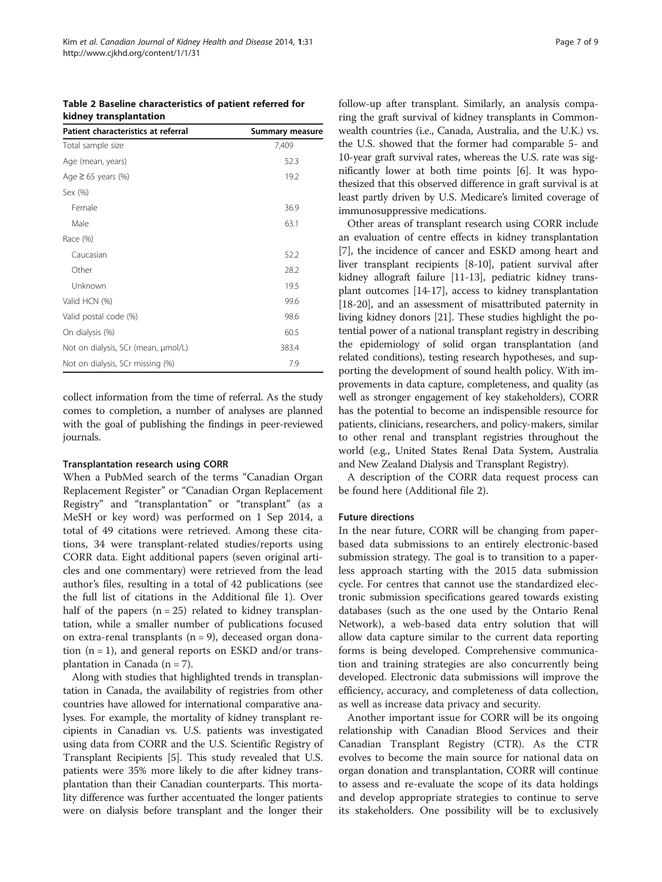**Table 2 Baseline characteristics of patient referred for kidney transplantation**

| Patient characteristics at referral | Summary measure |
|---|---|
| Total sample size | 7,409 |
| Age (mean, years) | 52.3 |
| Age ≥ 65 years (%) | 19.2 |
| Sex (%) | |
| Female | 36.9 |
| Male | 63.1 |
| Race (%) | |
| Caucasian | 52.2 |
| Other | 28.2 |
| Unknown | 19.5 |
| Valid HCN (%) | 99.6 |
| Valid postal code (%) | 98.6 |
| On dialysis (%) | 60.5 |
| Not on dialysis, SCr (mean, μmol/L) | 383.4 |
| Not on dialysis, SCr missing (%) | 7.9 |

collect information from the time of referral. As the study comes to completion, a number of analyses are planned with the goal of publishing the findings in peer-reviewed journals.

### Transplantation research using CORR

When a PubMed search of the terms "Canadian Organ Replacement Register" or "Canadian Organ Replacement Registry" and "transplantation" or "transplant" (as a MeSH or key word) was performed on 1 Sep 2014, a total of 49 citations were retrieved. Among these citations, 34 were transplant-related studies/reports using CORR data. Eight additional papers (seven original articles and one commentary) were retrieved from the lead author's files, resulting in a total of 42 publications (see the full list of citations in the Additional file 1). Over half of the papers (n = 25) related to kidney transplantation, while a smaller number of publications focused on extra-renal transplants (n = 9), deceased organ donation (n = 1), and general reports on ESKD and/or transplantation in Canada (n = 7).

Along with studies that highlighted trends in transplantation in Canada, the availability of registries from other countries have allowed for international comparative analyses. For example, the mortality of kidney transplant recipients in Canadian vs. U.S. patients was investigated using data from CORR and the U.S. Scientific Registry of Transplant Recipients [5]. This study revealed that U.S. patients were 35% more likely to die after kidney transplantation than their Canadian counterparts. This mortality difference was further accentuated the longer patients were on dialysis before transplant and the longer their follow-up after transplant. Similarly, an analysis comparing the graft survival of kidney transplants in Commonwealth countries (i.e., Canada, Australia, and the U.K.) vs. the U.S. showed that the former had comparable 5- and 10-year graft survival rates, whereas the U.S. rate was significantly lower at both time points [6]. It was hypothesized that this observed difference in graft survival is at least partly driven by U.S. Medicare's limited coverage of immunosuppressive medications.

Other areas of transplant research using CORR include an evaluation of centre effects in kidney transplantation [7], the incidence of cancer and ESKD among heart and liver transplant recipients [8-10], patient survival after kidney allograft failure [11-13], pediatric kidney transplant outcomes [14-17], access to kidney transplantation [18-20], and an assessment of misattributed paternity in living kidney donors [21]. These studies highlight the potential power of a national transplant registry in describing the epidemiology of solid organ transplantation (and related conditions), testing research hypotheses, and supporting the development of sound health policy. With improvements in data capture, completeness, and quality (as well as stronger engagement of key stakeholders), CORR has the potential to become an indispensible resource for patients, clinicians, researchers, and policy-makers, similar to other renal and transplant registries throughout the world (e.g., United States Renal Data System, Australia and New Zealand Dialysis and Transplant Registry).

A description of the CORR data request process can be found here (Additional file 2).

### Future directions

In the near future, CORR will be changing from paper-based data submissions to an entirely electronic-based submission strategy. The goal is to transition to a paperless approach starting with the 2015 data submission cycle. For centres that cannot use the standardized electronic submission specifications geared towards existing databases (such as the one used by the Ontario Renal Network), a web-based data entry solution that will allow data capture similar to the current data reporting forms is being developed. Comprehensive communication and training strategies are also concurrently being developed. Electronic data submissions will improve the efficiency, accuracy, and completeness of data collection, as well as increase data privacy and security.

Another important issue for CORR will be its ongoing relationship with Canadian Blood Services and their Canadian Transplant Registry (CTR). As the CTR evolves to become the main source for national data on organ donation and transplantation, CORR will continue to assess and re-evaluate the scope of its data holdings and develop appropriate strategies to continue to serve its stakeholders. One possibility will be to exclusively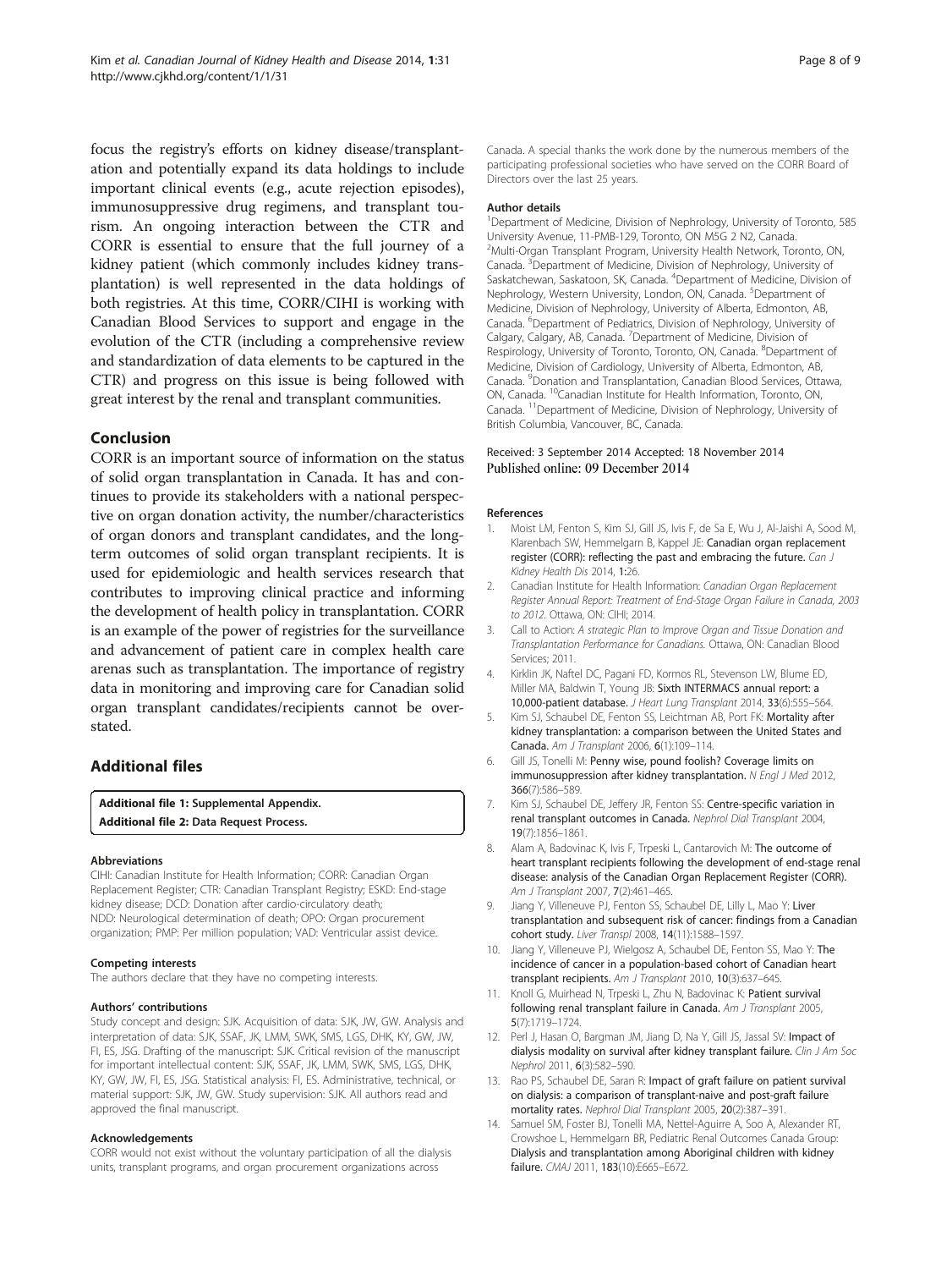focus the registry's efforts on kidney disease/transplantation and potentially expand its data holdings to include important clinical events (e.g., acute rejection episodes), immunosuppressive drug regimens, and transplant tourism. An ongoing interaction between the CTR and CORR is essential to ensure that the full journey of a kidney patient (which commonly includes kidney transplantation) is well represented in the data holdings of both registries. At this time, CORR/CIHI is working with Canadian Blood Services to support and engage in the evolution of the CTR (including a comprehensive review and standardization of data elements to be captured in the CTR) and progress on this issue is being followed with great interest by the renal and transplant communities.

## Conclusion

CORR is an important source of information on the status of solid organ transplantation in Canada. It has and continues to provide its stakeholders with a national perspective on organ donation activity, the number/characteristics of organ donors and transplant candidates, and the long-term outcomes of solid organ transplant recipients. It is used for epidemiologic and health services research that contributes to improving clinical practice and informing the development of health policy in transplantation. CORR is an example of the power of registries for the surveillance and advancement of patient care in complex health care arenas such as transplantation. The importance of registry data in monitoring and improving care for Canadian solid organ transplant candidates/recipients cannot be overstated.

## Additional files

**Additional file 1: Supplemental Appendix.**
**Additional file 2: Data Request Process.**

#### Abbreviations

CIHI: Canadian Institute for Health Information; CORR: Canadian Organ Replacement Register; CTR: Canadian Transplant Registry; ESKD: End-stage kidney disease; DCD: Donation after cardio-circulatory death; NDD: Neurological determination of death; OPO: Organ procurement organization; PMP: Per million population; VAD: Ventricular assist device.

#### Competing interests

The authors declare that they have no competing interests.

#### Authors' contributions

Study concept and design: SJK. Acquisition of data: SJK, JW, GW. Analysis and interpretation of data: SJK, SSAF, JK, LMM, SWK, SMS, LGS, DHK, KY, GW, JW, FI, ES, JSG. Drafting of the manuscript: SJK. Critical revision of the manuscript for important intellectual content: SJK, SSAF, JK, LMM, SWK, SMS, LGS, DHK, KY, GW, JW, FI, ES, JSG. Statistical analysis: FI, ES. Administrative, technical, or material support: SJK, JW, GW. Study supervision: SJK. All authors read and approved the final manuscript.

#### Acknowledgements

CORR would not exist without the voluntary participation of all the dialysis units, transplant programs, and organ procurement organizations across Canada. A special thanks the work done by the numerous members of the participating professional societies who have served on the CORR Board of Directors over the last 25 years.

#### Author details

[1]Department of Medicine, Division of Nephrology, University of Toronto, 585 University Avenue, 11-PMB-129, Toronto, ON M5G 2 N2, Canada. [2]Multi-Organ Transplant Program, University Health Network, Toronto, ON, Canada. [3]Department of Medicine, Division of Nephrology, University of Saskatchewan, Saskatoon, SK, Canada. [4]Department of Medicine, Division of Nephrology, Western University, London, ON, Canada. [5]Department of Medicine, Division of Nephrology, University of Alberta, Edmonton, AB, Canada. [6]Department of Pediatrics, Division of Nephrology, University of Calgary, Calgary, AB, Canada. [7]Department of Medicine, Division of Respirology, University of Toronto, Toronto, ON, Canada. [8]Department of Medicine, Division of Cardiology, University of Alberta, Edmonton, AB, Canada. [9]Donation and Transplantation, Canadian Blood Services, Ottawa, ON, Canada. [10]Canadian Institute for Health Information, Toronto, ON, Canada. [11]Department of Medicine, Division of Nephrology, University of British Columbia, Vancouver, BC, Canada.

Received: 3 September 2014 Accepted: 18 November 2014
Published online: 09 December 2014

#### References

1. Moist LM, Fenton S, Kim SJ, Gill JS, Ivis F, de Sa E, Wu J, Al-Jaishi A, Sood M, Klarenbach SW, Hemmelgarn B, Kappel JE: **Canadian organ replacement register (CORR): reflecting the past and embracing the future.** *Can J Kidney Health Dis* 2014, **1**:26.
2. Canadian Institute for Health Information: *Canadian Organ Replacement Register Annual Report: Treatment of End-Stage Organ Failure in Canada, 2003 to 2012.* Ottawa, ON: CIHI; 2014.
3. Call to Action: *A strategic Plan to Improve Organ and Tissue Donation and Transplantation Performance for Canadians.* Ottawa, ON: Canadian Blood Services; 2011.
4. Kirklin JK, Naftel DC, Pagani FD, Kormos RL, Stevenson LW, Blume ED, Miller MA, Baldwin T, Young JB: **Sixth INTERMACS annual report: a 10,000-patient database.** *J Heart Lung Transplant* 2014, **33**(6):555–564.
5. Kim SJ, Schaubel DE, Fenton SS, Leichtman AB, Port FK: **Mortality after kidney transplantation: a comparison between the United States and Canada.** *Am J Transplant* 2006, **6**(1):109–114.
6. Gill JS, Tonelli M: **Penny wise, pound foolish? Coverage limits on immunosuppression after kidney transplantation.** *N Engl J Med* 2012, **366**(7):586–589.
7. Kim SJ, Schaubel DE, Jeffery JR, Fenton SS: **Centre-specific variation in renal transplant outcomes in Canada.** *Nephrol Dial Transplant* 2004, **19**(7):1856–1861.
8. Alam A, Badovinac K, Ivis F, Trpeski L, Cantarovich M: **The outcome of heart transplant recipients following the development of end-stage renal disease: analysis of the Canadian Organ Replacement Register (CORR).** *Am J Transplant* 2007, **7**(2):461–465.
9. Jiang Y, Villeneuve PJ, Fenton SS, Schaubel DE, Lilly L, Mao Y: **Liver transplantation and subsequent risk of cancer: findings from a Canadian cohort study.** *Liver Transpl* 2008, **14**(11):1588–1597.
10. Jiang Y, Villeneuve PJ, Wielgosz A, Schaubel DE, Fenton SS, Mao Y: **The incidence of cancer in a population-based cohort of Canadian heart transplant recipients.** *Am J Transplant* 2010, **10**(3):637–645.
11. Knoll G, Muirhead N, Trpeski L, Zhu N, Badovinac K: **Patient survival following renal transplant failure in Canada.** *Am J Transplant* 2005, **5**(7):1719–1724.
12. Perl J, Hasan O, Bargman JM, Jiang D, Na Y, Gill JS, Jassal SV: **Impact of dialysis modality on survival after kidney transplant failure.** *Clin J Am Soc Nephrol* 2011, **6**(3):582–590.
13. Rao PS, Schaubel DE, Saran R: **Impact of graft failure on patient survival on dialysis: a comparison of transplant-naive and post-graft failure mortality rates.** *Nephrol Dial Transplant* 2005, **20**(2):387–391.
14. Samuel SM, Foster BJ, Tonelli MA, Nettel-Aguirre A, Soo A, Alexander RT, Crowshoe L, Hemmelgarn BR, Pediatric Renal Outcomes Canada Group: **Dialysis and transplantation among Aboriginal children with kidney failure.** *CMAJ* 2011, **183**(10):E665–E672.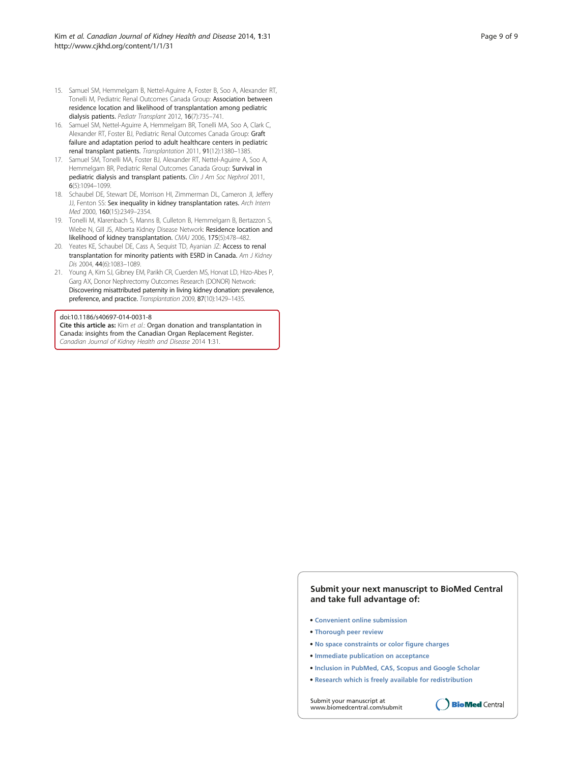15. Samuel SM, Hemmelgarn B, Nettel-Aguirre A, Foster B, Soo A, Alexander RT, Tonelli M, Pediatric Renal Outcomes Canada Group: **Association between residence location and likelihood of transplantation among pediatric dialysis patients.** *Pediatr Transplant* 2012, **16**(7):735–741.
16. Samuel SM, Nettel-Aguirre A, Hemmelgarn BR, Tonelli MA, Soo A, Clark C, Alexander RT, Foster BJ, Pediatric Renal Outcomes Canada Group: **Graft failure and adaptation period to adult healthcare centers in pediatric renal transplant patients.** *Transplantation* 2011, **91**(12):1380–1385.
17. Samuel SM, Tonelli MA, Foster BJ, Alexander RT, Nettel-Aguirre A, Soo A, Hemmelgarn BR, Pediatric Renal Outcomes Canada Group: **Survival in pediatric dialysis and transplant patients.** *Clin J Am Soc Nephrol* 2011, **6**(5):1094–1099.
18. Schaubel DE, Stewart DE, Morrison HI, Zimmerman DL, Cameron JI, Jeffery JJ, Fenton SS: **Sex inequality in kidney transplantation rates.** *Arch Intern Med* 2000, **160**(15):2349–2354.
19. Tonelli M, Klarenbach S, Manns B, Culleton B, Hemmelgarn B, Bertazzon S, Wiebe N, Gill JS, Alberta Kidney Disease Network: **Residence location and likelihood of kidney transplantation.** *CMAJ* 2006, **175**(5):478–482.
20. Yeates KE, Schaubel DE, Cass A, Sequist TD, Ayanian JZ: **Access to renal transplantation for minority patients with ESRD in Canada.** *Am J Kidney Dis* 2004, **44**(6):1083–1089.
21. Young A, Kim SJ, Gibney EM, Parikh CR, Cuerden MS, Horvat LD, Hizo-Abes P, Garg AX, Donor Nephrectomy Outcomes Research (DONOR) Network: **Discovering misattributed paternity in living kidney donation: prevalence, preference, and practice.** *Transplantation* 2009, **87**(10):1429–1435.

doi:10.1186/s40697-014-0031-8
**Cite this article as:** Kim *et al.*: Organ donation and transplantation in Canada: insights from the Canadian Organ Replacement Register. *Canadian Journal of Kidney Health and Disease* 2014 **1**:31.

**Submit your next manuscript to BioMed Central and take full advantage of:**

- **Convenient online submission**
- **Thorough peer review**
- **No space constraints or color figure charges**
- **Immediate publication on acceptance**
- **Inclusion in PubMed, CAS, Scopus and Google Scholar**
- **Research which is freely available for redistribution**

Submit your manuscript at
www.biomedcentral.com/submit

BioMed Central